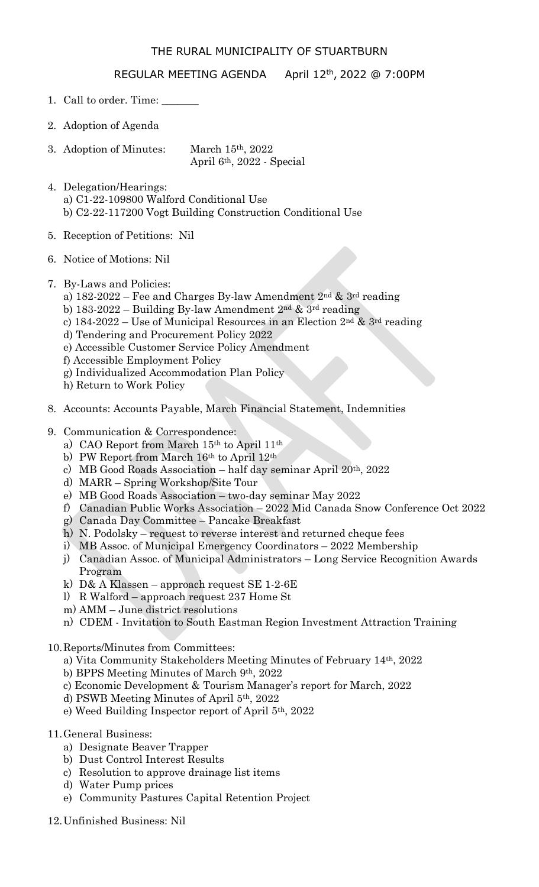# THE RURAL MUNICIPALITY OF STUARTBURN

## REGULAR MEETING AGENDA April 12th, 2022 @ 7:00PM

1. Call to order. Time: _______
2. Adoption of Agenda
3. Adoption of Minutes: March 15th, 2022
   April 6th, 2022 - Special
4. Delegation/Hearings:
   a) C1-22-109800 Walford Conditional Use
   b) C2-22-117200 Vogt Building Construction Conditional Use
5. Reception of Petitions: Nil
6. Notice of Motions: Nil
7. By-Laws and Policies:
   a) 182-2022 – Fee and Charges By-law Amendment 2nd & 3rd reading
   b) 183-2022 – Building By-law Amendment 2nd & 3rd reading
   c) 184-2022 – Use of Municipal Resources in an Election 2nd & 3rd reading
   d) Tendering and Procurement Policy 2022
   e) Accessible Customer Service Policy Amendment
   f) Accessible Employment Policy
   g) Individualized Accommodation Plan Policy
   h) Return to Work Policy
8. Accounts: Accounts Payable, March Financial Statement, Indemnities
9. Communication & Correspondence:
   a) CAO Report from March 15th to April 11th
   b) PW Report from March 16th to April 12th
   c) MB Good Roads Association – half day seminar April 20th, 2022
   d) MARR – Spring Workshop/Site Tour
   e) MB Good Roads Association – two-day seminar May 2022
   f) Canadian Public Works Association – 2022 Mid Canada Snow Conference Oct 2022
   g) Canada Day Committee – Pancake Breakfast
   h) N. Podolsky – request to reverse interest and returned cheque fees
   i) MB Assoc. of Municipal Emergency Coordinators – 2022 Membership
   j) Canadian Assoc. of Municipal Administrators – Long Service Recognition Awards Program
   k) D& A Klassen – approach request SE 1-2-6E
   l) R Walford – approach request 237 Home St
   m) AMM – June district resolutions
   n) CDEM - Invitation to South Eastman Region Investment Attraction Training
10. Reports/Minutes from Committees:
    a) Vita Community Stakeholders Meeting Minutes of February 14th, 2022
    b) BPPS Meeting Minutes of March 9th, 2022
    c) Economic Development & Tourism Manager's report for March, 2022
    d) PSWB Meeting Minutes of April 5th, 2022
    e) Weed Building Inspector report of April 5th, 2022
11. General Business:
    a) Designate Beaver Trapper
    b) Dust Control Interest Results
    c) Resolution to approve drainage list items
    d) Water Pump prices
    e) Community Pastures Capital Retention Project
12. Unfinished Business: Nil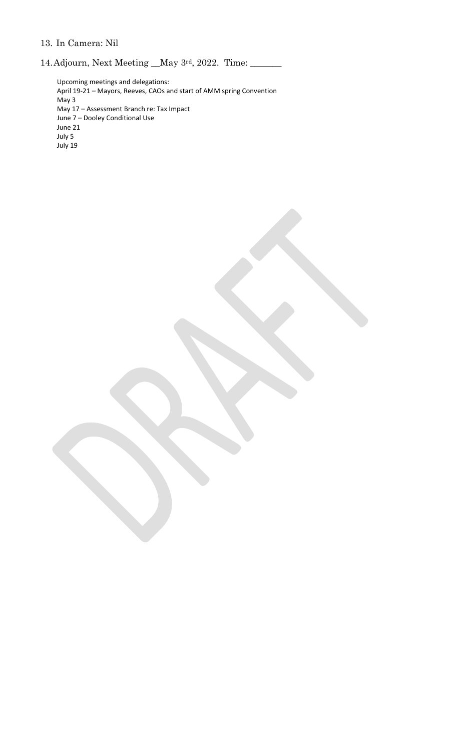13. In Camera: Nil

14. Adjourn, Next Meeting __May 3rd, 2022. Time: _______

Upcoming meetings and delegations:
April 19-21 – Mayors, Reeves, CAOs and start of AMM spring Convention
May 3
May 17 – Assessment Branch re: Tax Impact
June 7 – Dooley Conditional Use
June 21
July 5
July 19